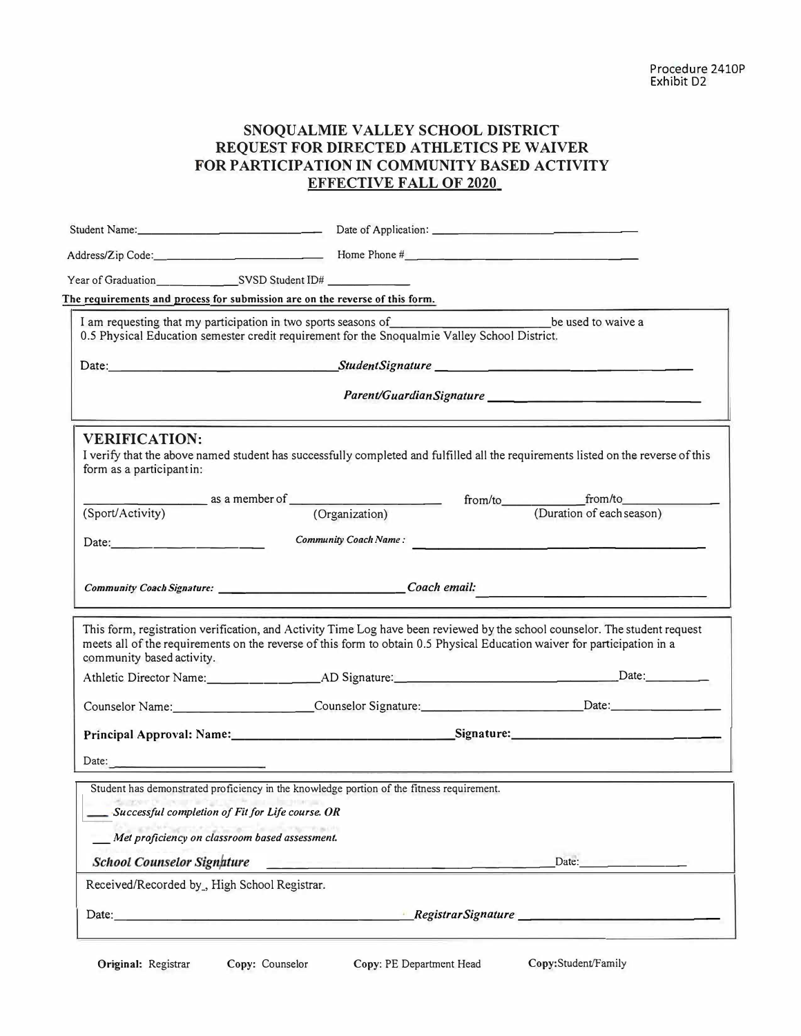Procedure 2410P
Exhibit D2

# SNOQUALMIE VALLEY SCHOOL DISTRICT
## REQUEST FOR DIRECTED ATHLETICS PE WAIVER
## FOR PARTICIPATION IN COMMUNITY BASED ACTIVITY
## EFFECTIVE FALL OF 2020

Student Name:______________________________ Date of Application: ______________________________

Address/Zip Code:______________________________ Home Phone #______________________________

Year of Graduation______________SVSD Student ID# ______________

**The requirements and process for submission are on the reverse of this form.**

I am requesting that my participation in two sports seasons of__________________________be used to waive a 0.5 Physical Education semester credit requirement for the Snoqualmie Valley School District.

Date:______________________________ *StudentSignature* ______________________________

*Parent/GuardianSignature* ______________________________

**VERIFICATION:**

I verify that the above named student has successfully completed and fulfilled all the requirements listed on the reverse of this form as a participant in:

____________________ as a member of ____________________ from/to____________from/to____________
(Sport/Activity) (Organization) (Duration of each season)

Date:____________________ *Community Coach Name :* ______________________________

*Community Coach Signature:* ______________________________ *Coach email:* ______________________________

This form, registration verification, and Activity Time Log have been reviewed by the school counselor. The student request meets all of the requirements on the reverse of this form to obtain 0.5 Physical Education waiver for participation in a community based activity.

Athletic Director Name:________________AD Signature:______________________________Date:__________

Counselor Name:____________________Counselor Signature:______________________Date:______________

**Principal Approval: Name:**______________________________**Signature:**______________________________

Date: ____________________

Student has demonstrated proficiency in the knowledge portion of the fitness requirement.

___ *Successful completion of Fit for Life course. OR*

___ *Met proficiency on classroom based assessment.*

***School Counselor Signature*** ______________________________Date:______________

Received/Recorded by_, High School Registrar.

Date:______________________________ *RegistrarSignature* ______________________________

**Original:** Registrar **Copy:** Counselor **Copy**: PE Department Head **Copy:**Student/Family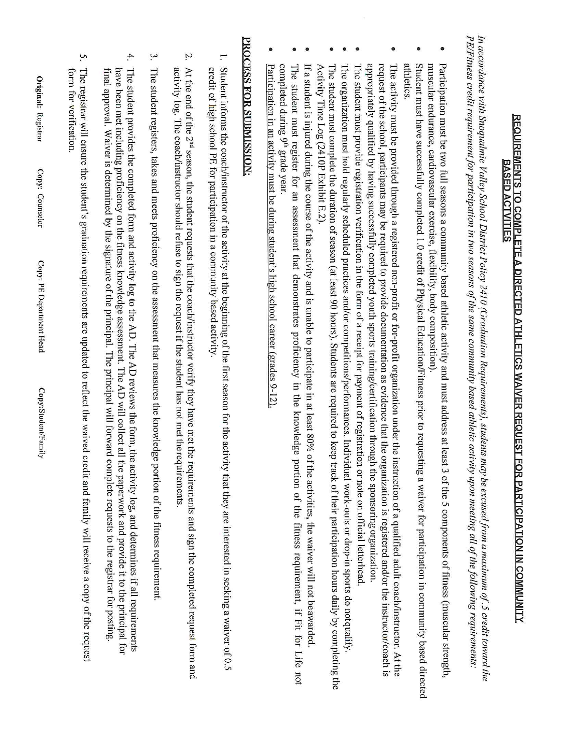# REQUIREMENTS TO COMPLETE A DIRECTED ATHLETICS WAIVER REQUEST FOR PARTICIPATION IN COMMUNITY BASED ACTIVITIES

*In accordance with Snoqualmie Valley School District Policy 2410 (Graduation Requirements), students may be excused from a maximum of .5 credit toward the PE/Fitness credit requirement for participation in two seasons of the same community based athletic activity upon meeting all of the following requirements:*

- Participation must be two full seasons a community based athletic activity and must address at least 3 of the 5 components of fitness (muscular strength, muscular endurance, cardiovascular exercise, flexibility, body composition).
- Student must have successfully completed 1.0 credit of Physical Education/Fitness prior to requesting a waiver for participation in community based directed athletics.
- The activity must be provided through a registered non-profit or for-profit organization under the instruction of a qualified adult coach/instructor. At the request of the school, participants may be required to provide documentation as evidence that the organization is registered and/or the instructor/coach is appropriately qualified by having successfully completed youth sports training/certification through the sponsoring organization.
- The student must provide registration verification in the form of a receipt for payment of registration or note on official letterhead.
- The organization must hold regularly scheduled practices and/or competitions/performances. Individual work-outs or drop-in sports do notqualify.
- The student must complete the duration of season (at least 90 hours). Students are required to keep track of their participation hours daily by completing the Activity Time Log (2410P Exhibit E.2).
- If a student is injured during the course of the activity and is unable to participate in at least 80% of the activities, the waiver will not beawarded.
- The student must register for an assessment that demonstrates proficiency in the knowledge portion of the fitness requirement, if Fit for Life not completed during 9th grade year.
- Participation in an activity must be during student's high school career (grades 9-12).

## PROCESS FOR SUBMISSION:

1. Student informs the coach/instructor of the activity at the beginning of the first season for the activity that they are interested in seeking a waiver of 0.5 credit of high school PE for participation in a community based activity.
2. At the end of the 2nd season, the student requests that the coach/instructor verify they have met the requirements and sign the completed request form and activity log. The coach/instructor should refuse to sign the request if the student has not met therequirements.
3. The student registers, takes and meets proficiency on the assessment that measures the knowledge portion of the fitness requirement.
4. The student provides the completed form and activity log to the AD. The AD reviews the form, the activity log, and determines if all requirements have been met including proficiency on the fitness knowledge assessment. The AD will collect all the paperwork and provide it to the principal for final approval. Waiver is determined by the signature of the principal. The principal will forward complete requests to the registrar for posting.
5. The registrar will ensure the student's graduation requirements are updated to reflect the waived credit and family will receive a copy of the request form for verification.

**Original:** Registrar **Copy:** Counselor **Copy:** PE Department Head **Copy:**Student/Family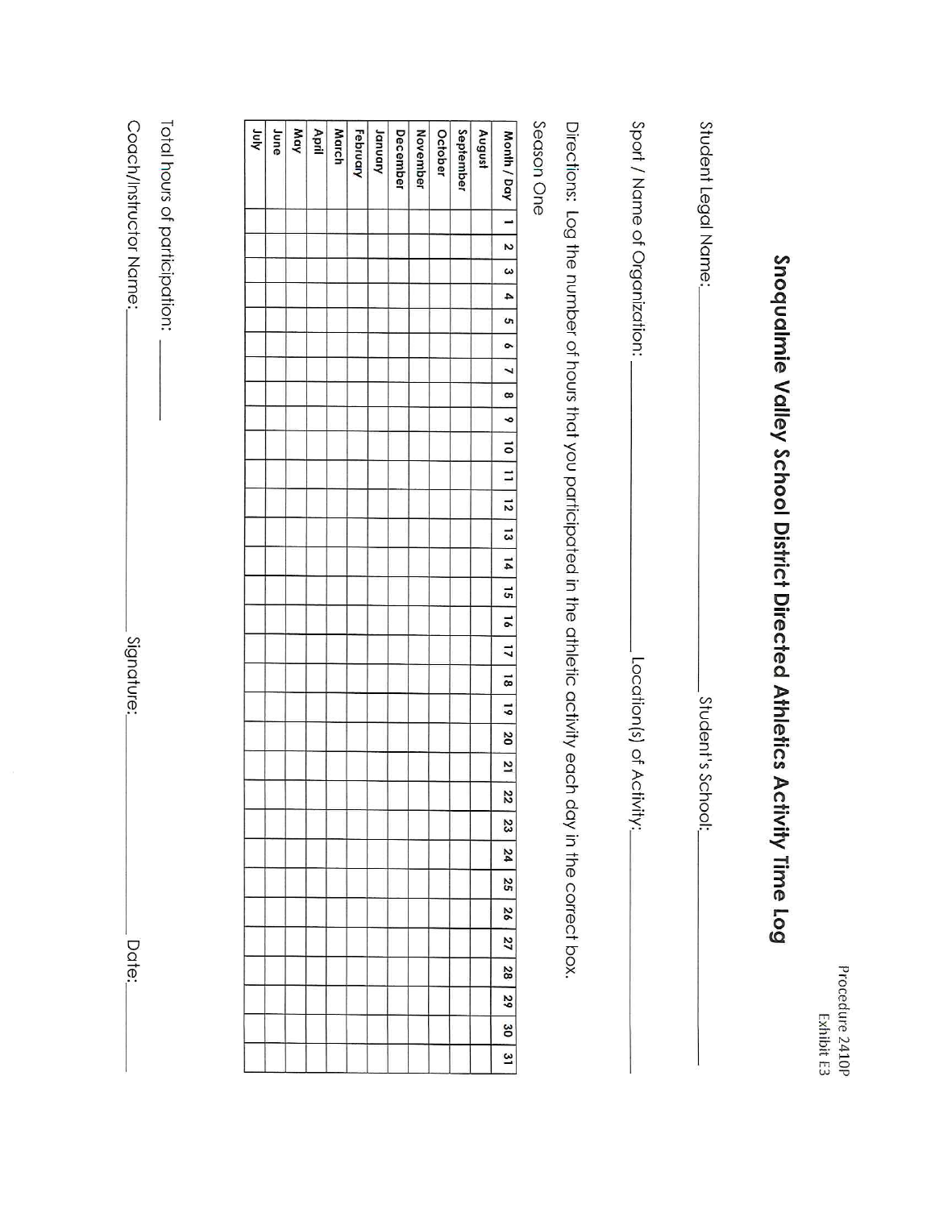Procedure 2410P
Exhibit E3

# Snoqualmie Valley School District Directed Athletics Activity Time Log

Student Legal Name:\_\_\_\_\_\_\_\_\_\_\_\_\_\_\_\_\_\_\_\_\_\_\_\_\_\_\_\_\_\_ Student's School:\_\_\_\_\_\_\_\_\_\_\_\_\_\_\_\_\_\_\_\_\_\_\_\_\_\_\_\_\_\_

Sport / Name of Organization: \_\_\_\_\_\_\_\_\_\_\_\_\_\_\_\_\_\_\_\_\_\_\_\_\_\_\_\_\_\_ Location(s) of Activity:\_\_\_\_\_\_\_\_\_\_\_\_\_\_\_\_\_\_\_\_\_\_\_\_\_\_\_\_\_\_

Directions: Log the number of hours that you participated in the athletic activity each day in the correct box.

Season One

| Month / Day | 1 | 2 | 3 | 4 | 5 | 6 | 7 | 8 | 9 | 10 | 11 | 12 | 13 | 14 | 15 | 16 | 17 | 18 | 19 | 20 | 21 | 22 | 23 | 24 | 25 | 26 | 27 | 28 | 29 | 30 | 31 |
|---|---|---|---|---|---|---|---|---|---|---|---|---|---|---|---|---|---|---|---|---|---|---|---|---|---|---|---|---|---|---|---|
| **August** | | | | | | | | | | | | | | | | | | | | | | | | | | | | | | | |
| **September** | | | | | | | | | | | | | | | | | | | | | | | | | | | | | | | |
| **October** | | | | | | | | | | | | | | | | | | | | | | | | | | | | | | | |
| **November** | | | | | | | | | | | | | | | | | | | | | | | | | | | | | | | |
| **December** | | | | | | | | | | | | | | | | | | | | | | | | | | | | | | | |
| **January** | | | | | | | | | | | | | | | | | | | | | | | | | | | | | | | |
| **February** | | | | | | | | | | | | | | | | | | | | | | | | | | | | | | | |
| **March** | | | | | | | | | | | | | | | | | | | | | | | | | | | | | | | |
| **April** | | | | | | | | | | | | | | | | | | | | | | | | | | | | | | | |
| **May** | | | | | | | | | | | | | | | | | | | | | | | | | | | | | | | |
| **June** | | | | | | | | | | | | | | | | | | | | | | | | | | | | | | | |
| **July** | | | | | | | | | | | | | | | | | | | | | | | | | | | | | | | |

Total hours of participation: \_\_\_\_\_\_\_\_\_\_

Coach/Instructor Name:\_\_\_\_\_\_\_\_\_\_\_\_\_\_\_\_\_\_\_\_\_\_\_\_\_\_\_\_\_\_ Signature:\_\_\_\_\_\_\_\_\_\_\_\_\_\_\_\_\_\_\_\_\_\_\_\_\_\_\_\_\_\_ Date:\_\_\_\_\_\_\_\_\_\_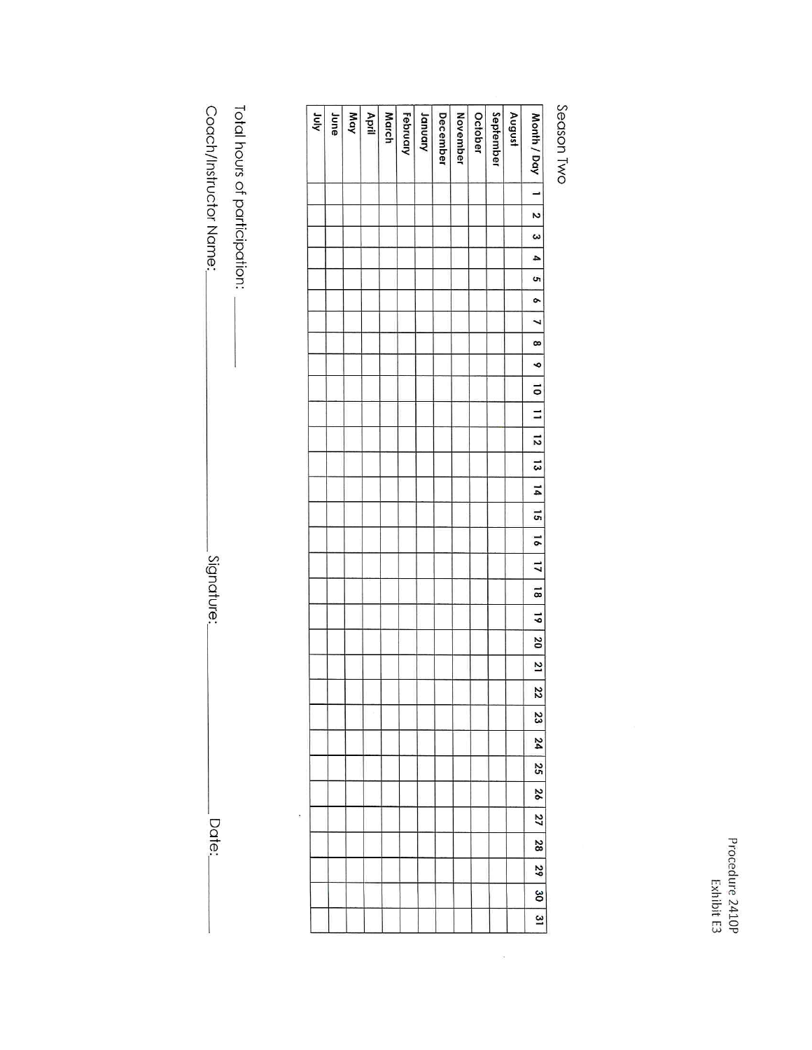Procedure 2410P
Exhibit E3

## Season Two

| Month / Day | 1 | 2 | 3 | 4 | 5 | 6 | 7 | 8 | 9 | 10 | 11 | 12 | 13 | 14 | 15 | 16 | 17 | 18 | 19 | 20 | 21 | 22 | 23 | 24 | 25 | 26 | 27 | 28 | 29 | 30 | 31 |
|---|---|---|---|---|---|---|---|---|---|---|---|---|---|---|---|---|---|---|---|---|---|---|---|---|---|---|---|---|---|---|---|
| August | | | | | | | | | | | | | | | | | | | | | | | | | | | | | | | |
| September | | | | | | | | | | | | | | | | | | | | | | | | | | | | | | | |
| October | | | | | | | | | | | | | | | | | | | | | | | | | | | | | | | |
| November | | | | | | | | | | | | | | | | | | | | | | | | | | | | | | | |
| December | | | | | | | | | | | | | | | | | | | | | | | | | | | | | | | |
| January | | | | | | | | | | | | | | | | | | | | | | | | | | | | | | | |
| February | | | | | | | | | | | | | | | | | | | | | | | | | | | | | | | |
| March | | | | | | | | | | | | | | | | | | | | | | | | | | | | | | | |
| April | | | | | | | | | | | | | | | | | | | | | | | | | | | | | | | |
| May | | | | | | | | | | | | | | | | | | | | | | | | | | | | | | | |
| June | | | | | | | | | | | | | | | | | | | | | | | | | | | | | | | |
| July | | | | | | | | | | | | | | | | | | | | | | | | | | | | | | | |

Total hours of participation: ______

Coach/Instructor Name:______________ Signature:______________ Date:______